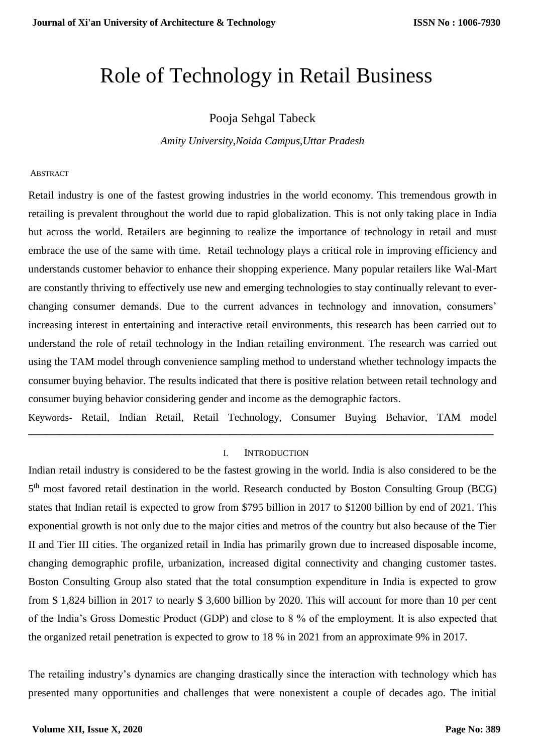# Role of Technology in Retail Business

Pooja Sehgal Tabeck

*Amity University,Noida Campus,Uttar Pradesh*

ABSTRACT

Retail industry is one of the fastest growing industries in the world economy. This tremendous growth in retailing is prevalent throughout the world due to rapid globalization. This is not only taking place in India but across the world. Retailers are beginning to realize the importance of technology in retail and must embrace the use of the same with time. Retail technology plays a critical role in improving efficiency and understands customer behavior to enhance their shopping experience. Many popular retailers like Wal-Mart are constantly thriving to effectively use new and emerging technologies to stay continually relevant to ever-changing consumer demands. Due to the current advances in technology and innovation, consumers' increasing interest in entertaining and interactive retail environments, this research has been carried out to understand the role of retail technology in the Indian retailing environment. The research was carried out using the TAM model through convenience sampling method to understand whether technology impacts the consumer buying behavior. The results indicated that there is positive relation between retail technology and consumer buying behavior considering gender and income as the demographic factors.

Keywords- Retail, Indian Retail, Retail Technology, Consumer Buying Behavior, TAM model

---

## I. INTRODUCTION

Indian retail industry is considered to be the fastest growing in the world. India is also considered to be the 5th most favored retail destination in the world. Research conducted by Boston Consulting Group (BCG) states that Indian retail is expected to grow from $795 billion in 2017 to $1200 billion by end of 2021. This exponential growth is not only due to the major cities and metros of the country but also because of the Tier II and Tier III cities. The organized retail in India has primarily grown due to increased disposable income, changing demographic profile, urbanization, increased digital connectivity and changing customer tastes. Boston Consulting Group also stated that the total consumption expenditure in India is expected to grow from $ 1,824 billion in 2017 to nearly $ 3,600 billion by 2020. This will account for more than 10 per cent of the India's Gross Domestic Product (GDP) and close to 8 % of the employment. It is also expected that the organized retail penetration is expected to grow to 18 % in 2021 from an approximate 9% in 2017.

The retailing industry's dynamics are changing drastically since the interaction with technology which has presented many opportunities and challenges that were nonexistent a couple of decades ago. The initial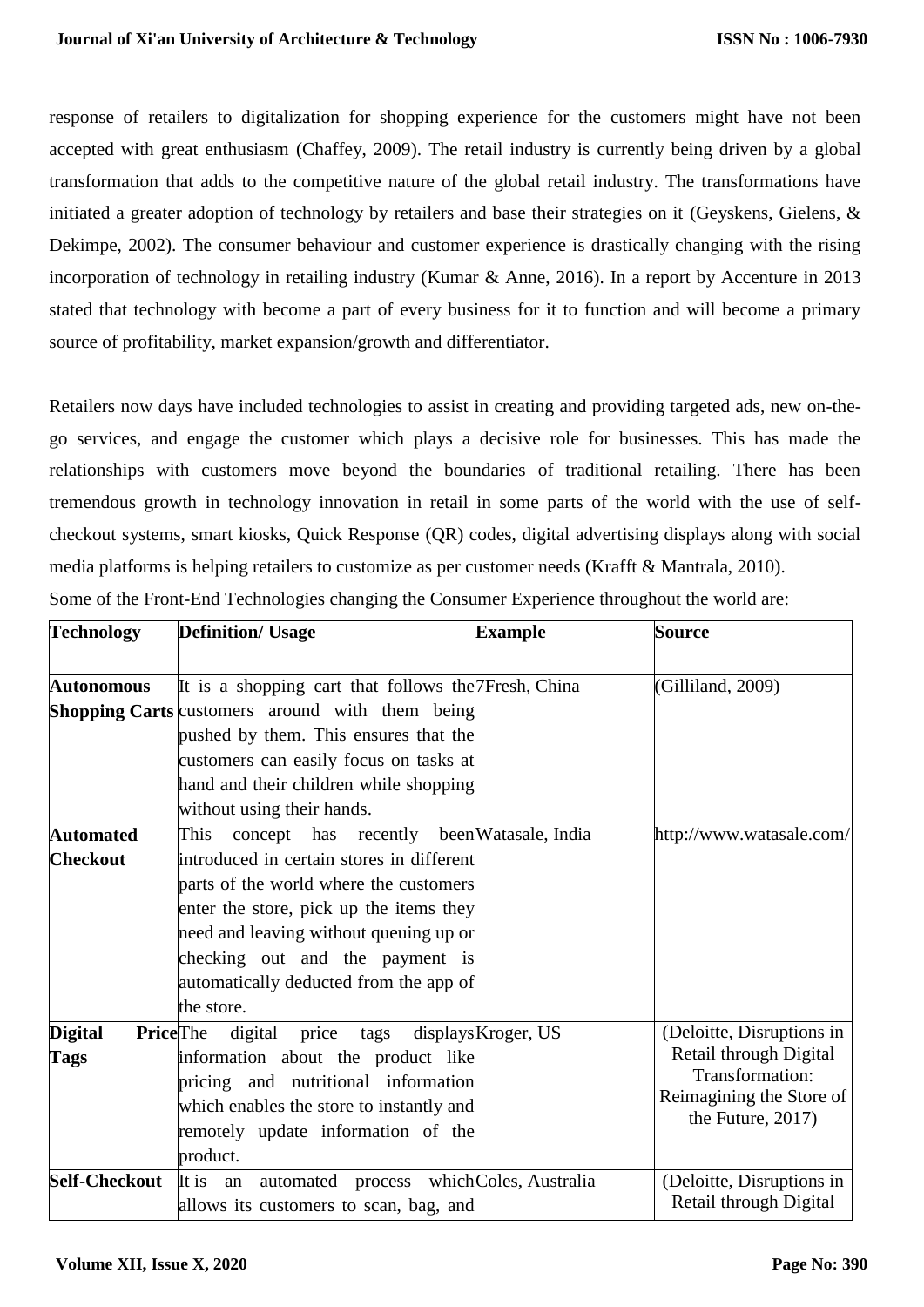response of retailers to digitalization for shopping experience for the customers might have not been accepted with great enthusiasm (Chaffey, 2009). The retail industry is currently being driven by a global transformation that adds to the competitive nature of the global retail industry. The transformations have initiated a greater adoption of technology by retailers and base their strategies on it (Geyskens, Gielens, & Dekimpe, 2002). The consumer behaviour and customer experience is drastically changing with the rising incorporation of technology in retailing industry (Kumar & Anne, 2016). In a report by Accenture in 2013 stated that technology with become a part of every business for it to function and will become a primary source of profitability, market expansion/growth and differentiator.

Retailers now days have included technologies to assist in creating and providing targeted ads, new on-the-go services, and engage the customer which plays a decisive role for businesses. This has made the relationships with customers move beyond the boundaries of traditional retailing. There has been tremendous growth in technology innovation in retail in some parts of the world with the use of self-checkout systems, smart kiosks, Quick Response (QR) codes, digital advertising displays along with social media platforms is helping retailers to customize as per customer needs (Krafft & Mantrala, 2010).

Some of the Front-End Technologies changing the Consumer Experience throughout the world are:

| Technology | Definition/ Usage | Example | Source |
|---|---|---|---|
| **Autonomous Shopping Carts** | It is a shopping cart that follows the customers around with them being pushed by them. This ensures that the customers can easily focus on tasks at hand and their children while shopping without using their hands. | 7Fresh, China | (Gilliland, 2009) |
| **Automated Checkout** | This concept has recently been introduced in certain stores in different parts of the world where the customers enter the store, pick up the items they need and leaving without queuing up or checking out and the payment is automatically deducted from the app of the store. | Watasale, India | http://www.watasale.com/ |
| **Digital Price Tags** | The digital price tags displays information about the product like pricing and nutritional information which enables the store to instantly and remotely update information of the product. | Kroger, US | (Deloitte, Disruptions in Retail through Digital Transformation: Reimagining the Store of the Future, 2017) |
| **Self-Checkout** | It is an automated process which allows its customers to scan, bag, and | Coles, Australia | (Deloitte, Disruptions in Retail through Digital |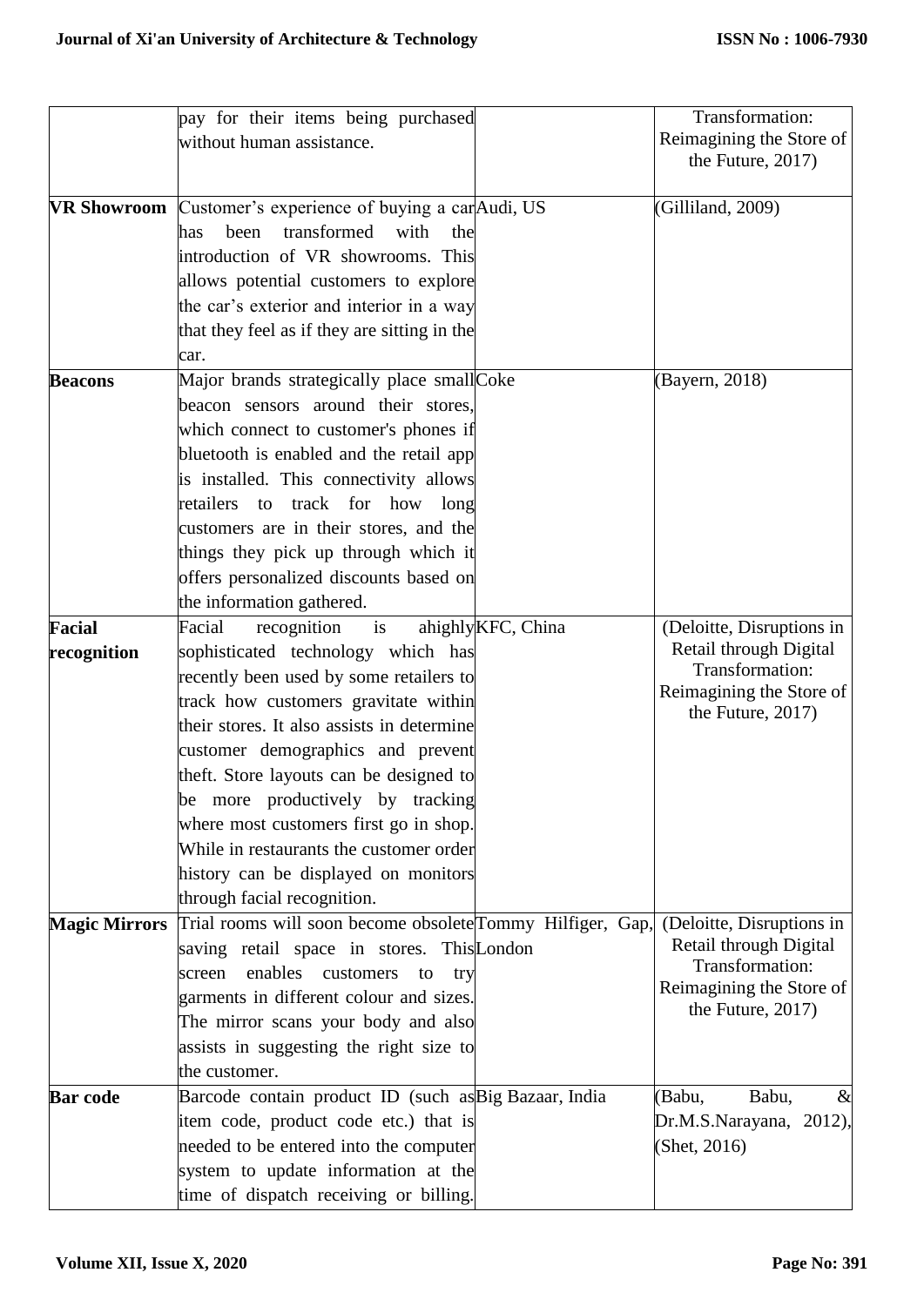| | | | |
|---|---|---|---|
| | pay for their items being purchased without human assistance. | | Transformation: Reimagining the Store of the Future, 2017) |
| **VR Showroom** | Customer's experience of buying a car has been transformed with the introduction of VR showrooms. This allows potential customers to explore the car's exterior and interior in a way that they feel as if they are sitting in the car. | Audi, US | (Gilliland, 2009) |
| **Beacons** | Major brands strategically place small beacon sensors around their stores, which connect to customer's phones if bluetooth is enabled and the retail app is installed. This connectivity allows retailers to track for how long customers are in their stores, and the things they pick up through which it offers personalized discounts based on the information gathered. | Coke | (Bayern, 2018) |
| **Facial recognition** | Facial recognition is ahighly sophisticated technology which has recently been used by some retailers to track how customers gravitate within their stores. It also assists in determine customer demographics and prevent theft. Store layouts can be designed to be more productively by tracking where most customers first go in shop. While in restaurants the customer order history can be displayed on monitors through facial recognition. | KFC, China | (Deloitte, Disruptions in Retail through Digital Transformation: Reimagining the Store of the Future, 2017) |
| **Magic Mirrors** | Trial rooms will soon become obsolete saving retail space in stores. This screen enables customers to try garments in different colour and sizes. The mirror scans your body and also assists in suggesting the right size to the customer. | Tommy Hilfiger, Gap, London | (Deloitte, Disruptions in Retail through Digital Transformation: Reimagining the Store of the Future, 2017) |
| **Bar code** | Barcode contain product ID (such as item code, product code etc.) that is needed to be entered into the computer system to update information at the time of dispatch receiving or billing. | Big Bazaar, India | (Babu, Babu, & Dr.M.S.Narayana, 2012), (Shet, 2016) |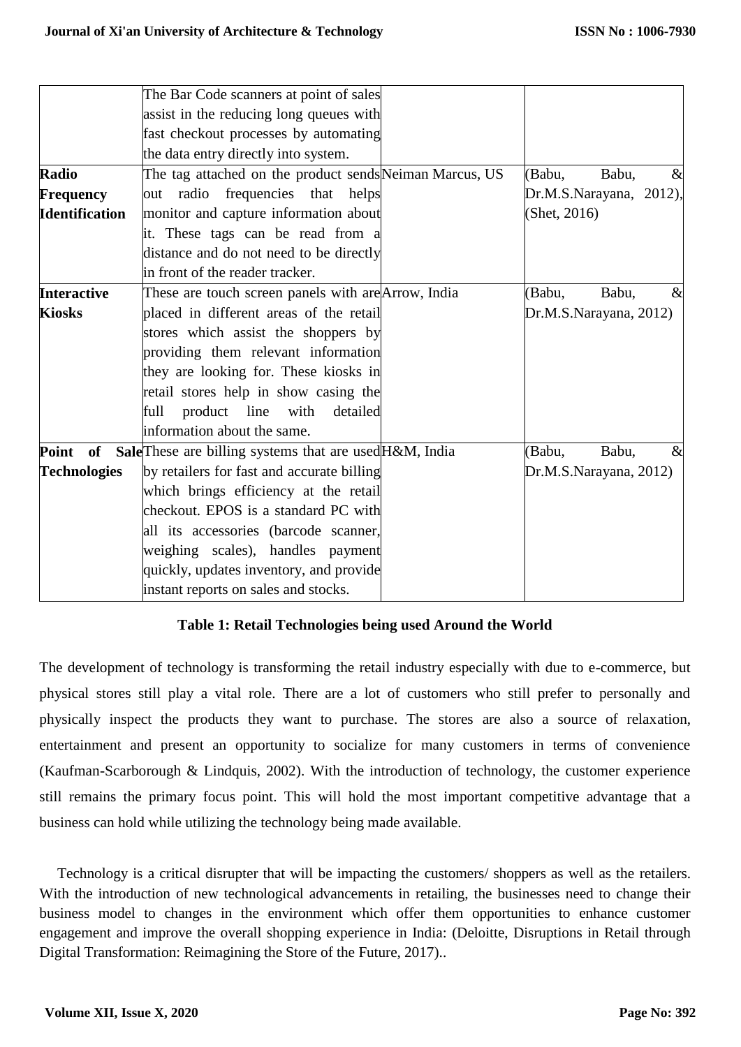| | | | |
|---|---|---|---|
| | The Bar Code scanners at point of sales assist in the reducing long queues with fast checkout processes by automating the data entry directly into system. | | |
| **Radio Frequency Identification** | The tag attached on the product sends out radio frequencies that helps monitor and capture information about it. These tags can be read from a distance and do not need to be directly in front of the reader tracker. | Neiman Marcus, US | (Babu, Babu, & Dr.M.S.Narayana, 2012), (Shet, 2016) |
| **Interactive Kiosks** | These are touch screen panels with are placed in different areas of the retail stores which assist the shoppers by providing them relevant information they are looking for. These kiosks in retail stores help in show casing the full product line with detailed information about the same. | Arrow, India | (Babu, Babu, & Dr.M.S.Narayana, 2012) |
| **Point of Sale Technologies** | These are billing systems that are used by retailers for fast and accurate billing which brings efficiency at the retail checkout. EPOS is a standard PC with all its accessories (barcode scanner, weighing scales), handles payment quickly, updates inventory, and provide instant reports on sales and stocks. | H&M, India | (Babu, Babu, & Dr.M.S.Narayana, 2012) |

**Table 1: Retail Technologies being used Around the World**

The development of technology is transforming the retail industry especially with due to e-commerce, but physical stores still play a vital role. There are a lot of customers who still prefer to personally and physically inspect the products they want to purchase. The stores are also a source of relaxation, entertainment and present an opportunity to socialize for many customers in terms of convenience (Kaufman-Scarborough & Lindquis, 2002). With the introduction of technology, the customer experience still remains the primary focus point. This will hold the most important competitive advantage that a business can hold while utilizing the technology being made available.

Technology is a critical disrupter that will be impacting the customers/ shoppers as well as the retailers. With the introduction of new technological advancements in retailing, the businesses need to change their business model to changes in the environment which offer them opportunities to enhance customer engagement and improve the overall shopping experience in India: (Deloitte, Disruptions in Retail through Digital Transformation: Reimagining the Store of the Future, 2017)..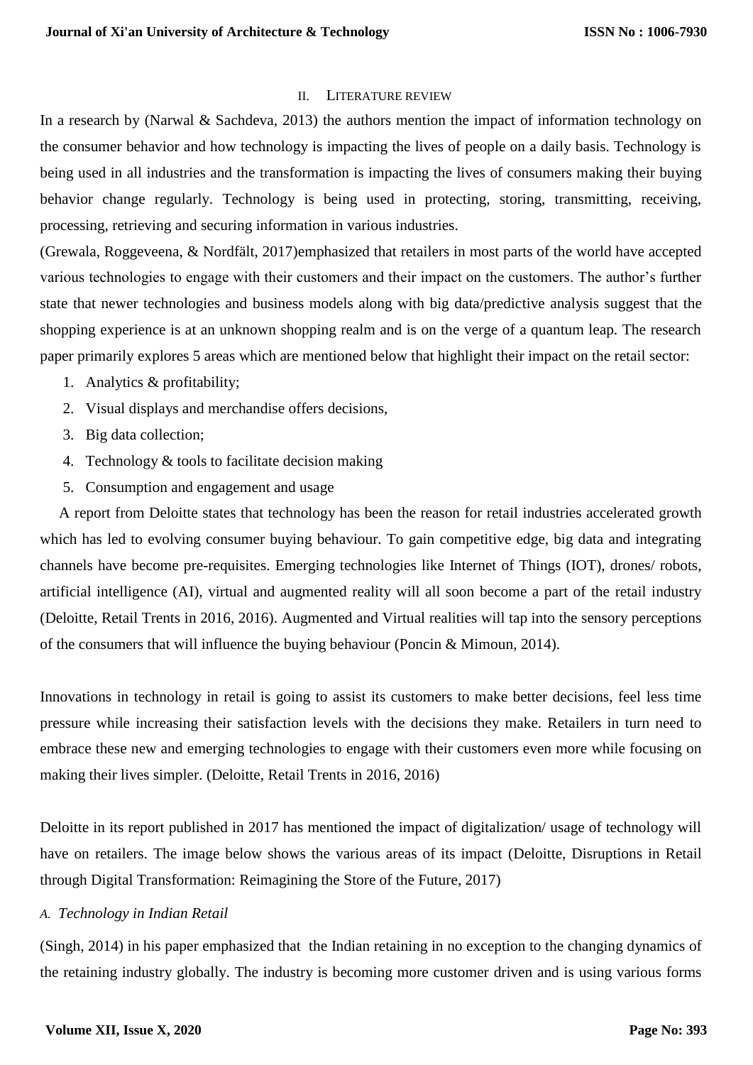## II. Literature Review

In a research by (Narwal & Sachdeva, 2013) the authors mention the impact of information technology on the consumer behavior and how technology is impacting the lives of people on a daily basis. Technology is being used in all industries and the transformation is impacting the lives of consumers making their buying behavior change regularly. Technology is being used in protecting, storing, transmitting, receiving, processing, retrieving and securing information in various industries.

(Grewala, Roggeveena, & Nordfält, 2017)emphasized that retailers in most parts of the world have accepted various technologies to engage with their customers and their impact on the customers. The author's further state that newer technologies and business models along with big data/predictive analysis suggest that the shopping experience is at an unknown shopping realm and is on the verge of a quantum leap. The research paper primarily explores 5 areas which are mentioned below that highlight their impact on the retail sector:

1. Analytics & profitability;
2. Visual displays and merchandise offers decisions,
3. Big data collection;
4. Technology & tools to facilitate decision making
5. Consumption and engagement and usage

A report from Deloitte states that technology has been the reason for retail industries accelerated growth which has led to evolving consumer buying behaviour. To gain competitive edge, big data and integrating channels have become pre-requisites. Emerging technologies like Internet of Things (IOT), drones/ robots, artificial intelligence (AI), virtual and augmented reality will all soon become a part of the retail industry (Deloitte, Retail Trents in 2016, 2016). Augmented and Virtual realities will tap into the sensory perceptions of the consumers that will influence the buying behaviour (Poncin & Mimoun, 2014).

Innovations in technology in retail is going to assist its customers to make better decisions, feel less time pressure while increasing their satisfaction levels with the decisions they make. Retailers in turn need to embrace these new and emerging technologies to engage with their customers even more while focusing on making their lives simpler. (Deloitte, Retail Trents in 2016, 2016)

Deloitte in its report published in 2017 has mentioned the impact of digitalization/ usage of technology will have on retailers. The image below shows the various areas of its impact (Deloitte, Disruptions in Retail through Digital Transformation: Reimagining the Store of the Future, 2017)

### *A. Technology in Indian Retail*

(Singh, 2014) in his paper emphasized that the Indian retaining in no exception to the changing dynamics of the retaining industry globally. The industry is becoming more customer driven and is using various forms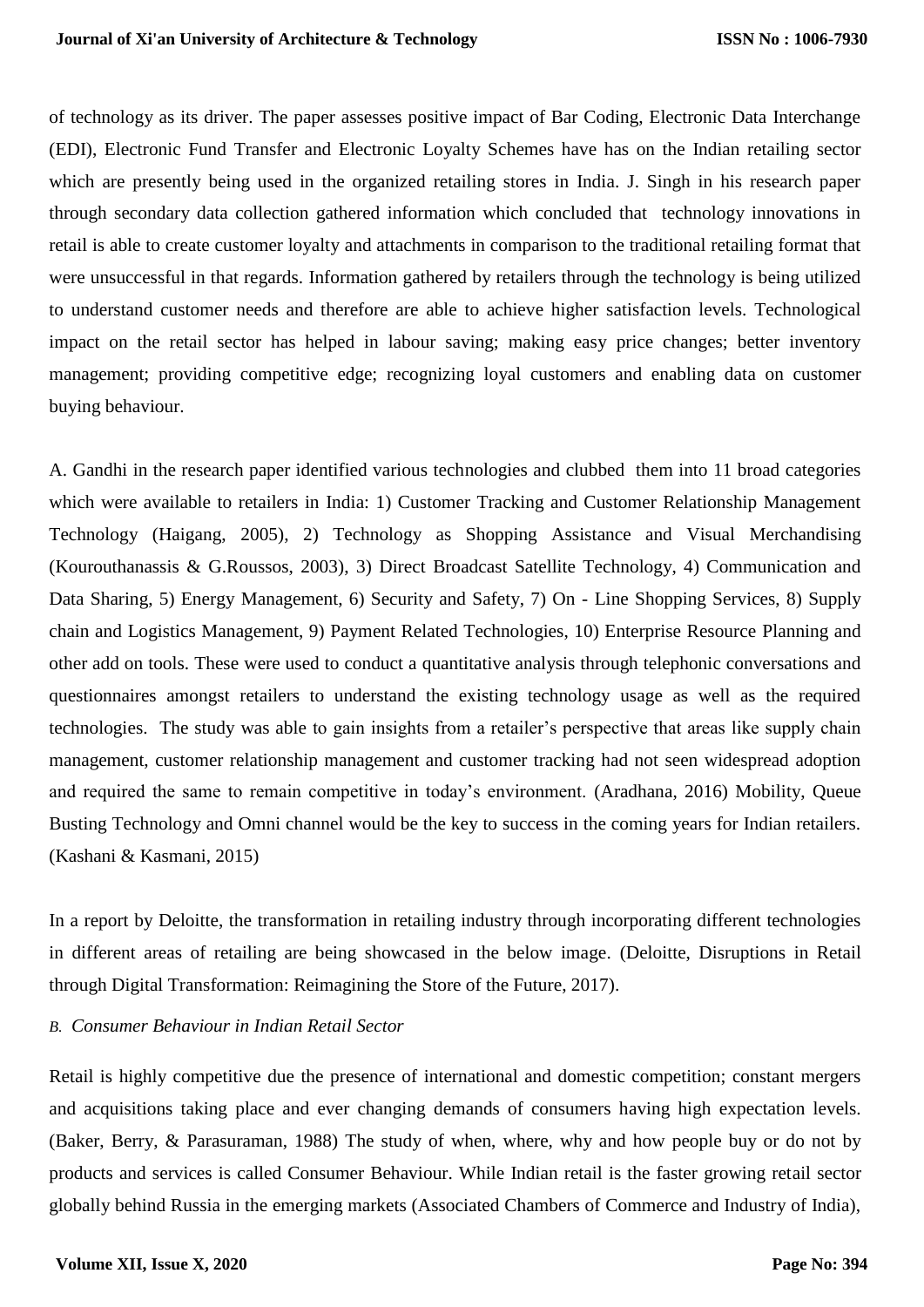of technology as its driver. The paper assesses positive impact of Bar Coding, Electronic Data Interchange (EDI), Electronic Fund Transfer and Electronic Loyalty Schemes have has on the Indian retailing sector which are presently being used in the organized retailing stores in India. J. Singh in his research paper through secondary data collection gathered information which concluded that technology innovations in retail is able to create customer loyalty and attachments in comparison to the traditional retailing format that were unsuccessful in that regards. Information gathered by retailers through the technology is being utilized to understand customer needs and therefore are able to achieve higher satisfaction levels. Technological impact on the retail sector has helped in labour saving; making easy price changes; better inventory management; providing competitive edge; recognizing loyal customers and enabling data on customer buying behaviour.

A. Gandhi in the research paper identified various technologies and clubbed them into 11 broad categories which were available to retailers in India: 1) Customer Tracking and Customer Relationship Management Technology (Haigang, 2005), 2) Technology as Shopping Assistance and Visual Merchandising (Kourouthanassis & G.Roussos, 2003), 3) Direct Broadcast Satellite Technology, 4) Communication and Data Sharing, 5) Energy Management, 6) Security and Safety, 7) On - Line Shopping Services, 8) Supply chain and Logistics Management, 9) Payment Related Technologies, 10) Enterprise Resource Planning and other add on tools. These were used to conduct a quantitative analysis through telephonic conversations and questionnaires amongst retailers to understand the existing technology usage as well as the required technologies. The study was able to gain insights from a retailer's perspective that areas like supply chain management, customer relationship management and customer tracking had not seen widespread adoption and required the same to remain competitive in today's environment. (Aradhana, 2016) Mobility, Queue Busting Technology and Omni channel would be the key to success in the coming years for Indian retailers. (Kashani & Kasmani, 2015)

In a report by Deloitte, the transformation in retailing industry through incorporating different technologies in different areas of retailing are being showcased in the below image. (Deloitte, Disruptions in Retail through Digital Transformation: Reimagining the Store of the Future, 2017).

### *B. Consumer Behaviour in Indian Retail Sector*

Retail is highly competitive due the presence of international and domestic competition; constant mergers and acquisitions taking place and ever changing demands of consumers having high expectation levels. (Baker, Berry, & Parasuraman, 1988) The study of when, where, why and how people buy or do not by products and services is called Consumer Behaviour. While Indian retail is the faster growing retail sector globally behind Russia in the emerging markets (Associated Chambers of Commerce and Industry of India),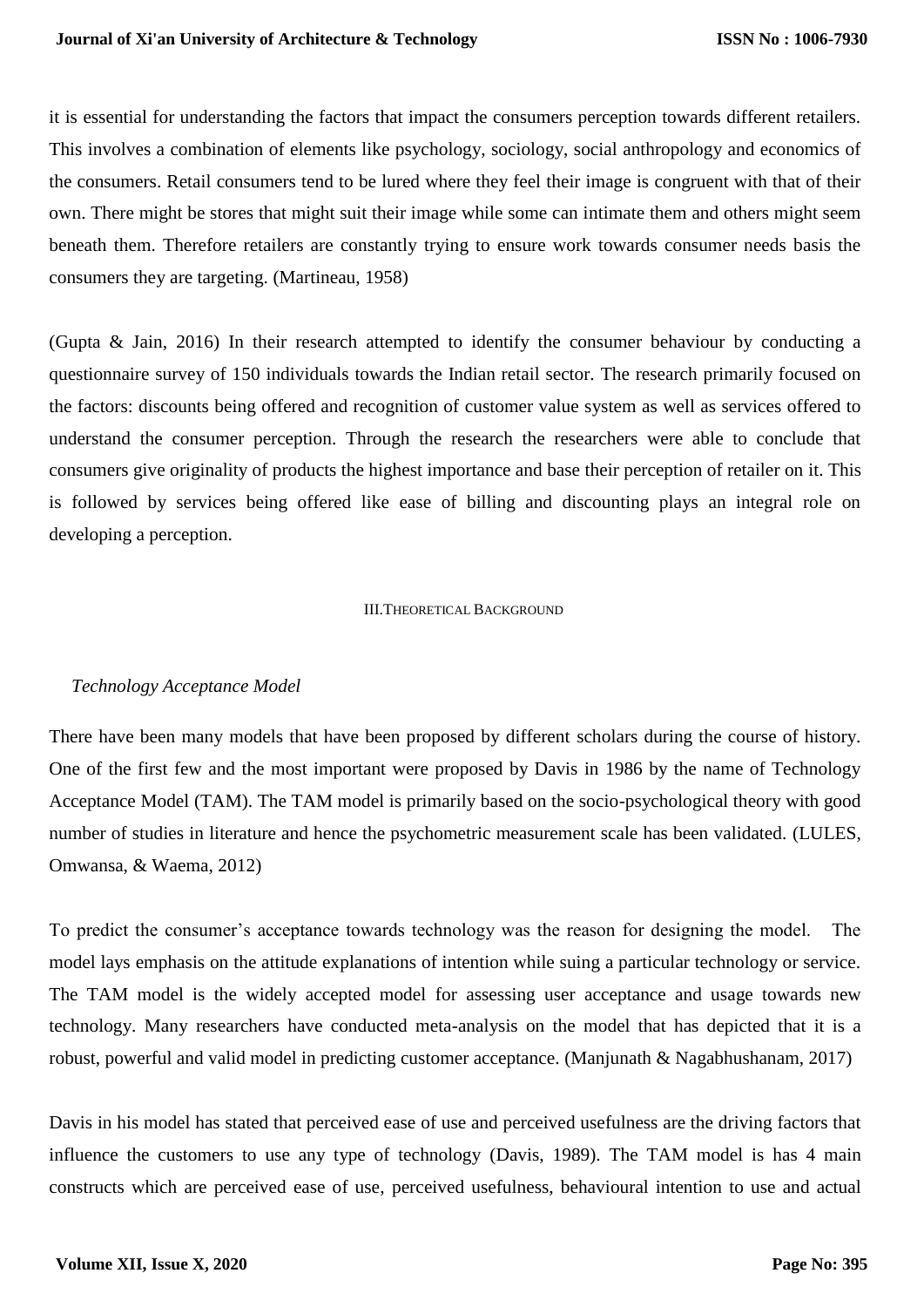it is essential for understanding the factors that impact the consumers perception towards different retailers. This involves a combination of elements like psychology, sociology, social anthropology and economics of the consumers. Retail consumers tend to be lured where they feel their image is congruent with that of their own. There might be stores that might suit their image while some can intimate them and others might seem beneath them. Therefore retailers are constantly trying to ensure work towards consumer needs basis the consumers they are targeting. (Martineau, 1958)

(Gupta & Jain, 2016) In their research attempted to identify the consumer behaviour by conducting a questionnaire survey of 150 individuals towards the Indian retail sector. The research primarily focused on the factors: discounts being offered and recognition of customer value system as well as services offered to understand the consumer perception. Through the research the researchers were able to conclude that consumers give originality of products the highest importance and base their perception of retailer on it. This is followed by services being offered like ease of billing and discounting plays an integral role on developing a perception.

## III. Theoretical Background

### *Technology Acceptance Model*

There have been many models that have been proposed by different scholars during the course of history. One of the first few and the most important were proposed by Davis in 1986 by the name of Technology Acceptance Model (TAM). The TAM model is primarily based on the socio-psychological theory with good number of studies in literature and hence the psychometric measurement scale has been validated. (LULES, Omwansa, & Waema, 2012)

To predict the consumer's acceptance towards technology was the reason for designing the model. The model lays emphasis on the attitude explanations of intention while suing a particular technology or service. The TAM model is the widely accepted model for assessing user acceptance and usage towards new technology. Many researchers have conducted meta-analysis on the model that has depicted that it is a robust, powerful and valid model in predicting customer acceptance. (Manjunath & Nagabhushanam, 2017)

Davis in his model has stated that perceived ease of use and perceived usefulness are the driving factors that influence the customers to use any type of technology (Davis, 1989). The TAM model is has 4 main constructs which are perceived ease of use, perceived usefulness, behavioural intention to use and actual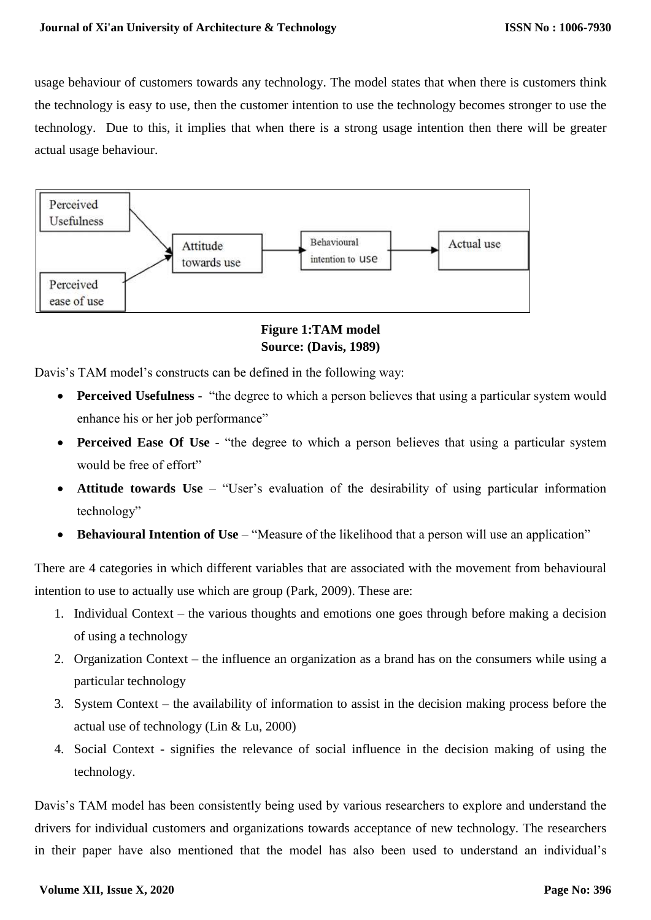usage behaviour of customers towards any technology. The model states that when there is customers think the technology is easy to use, then the customer intention to use the technology becomes stronger to use the technology. Due to this, it implies that when there is a strong usage intention then there will be greater actual usage behaviour.

**Figure 1:TAM model**
**Source: (Davis, 1989)**

Davis's TAM model's constructs can be defined in the following way:

- **Perceived Usefulness** - "the degree to which a person believes that using a particular system would enhance his or her job performance"
- **Perceived Ease Of Use** - "the degree to which a person believes that using a particular system would be free of effort"
- **Attitude towards Use** – "User's evaluation of the desirability of using particular information technology"
- **Behavioural Intention of Use** – "Measure of the likelihood that a person will use an application"

There are 4 categories in which different variables that are associated with the movement from behavioural intention to use to actually use which are group (Park, 2009). These are:

1. Individual Context – the various thoughts and emotions one goes through before making a decision of using a technology
2. Organization Context – the influence an organization as a brand has on the consumers while using a particular technology
3. System Context – the availability of information to assist in the decision making process before the actual use of technology (Lin & Lu, 2000)
4. Social Context - signifies the relevance of social influence in the decision making of using the technology.

Davis's TAM model has been consistently being used by various researchers to explore and understand the drivers for individual customers and organizations towards acceptance of new technology. The researchers in their paper have also mentioned that the model has also been used to understand an individual's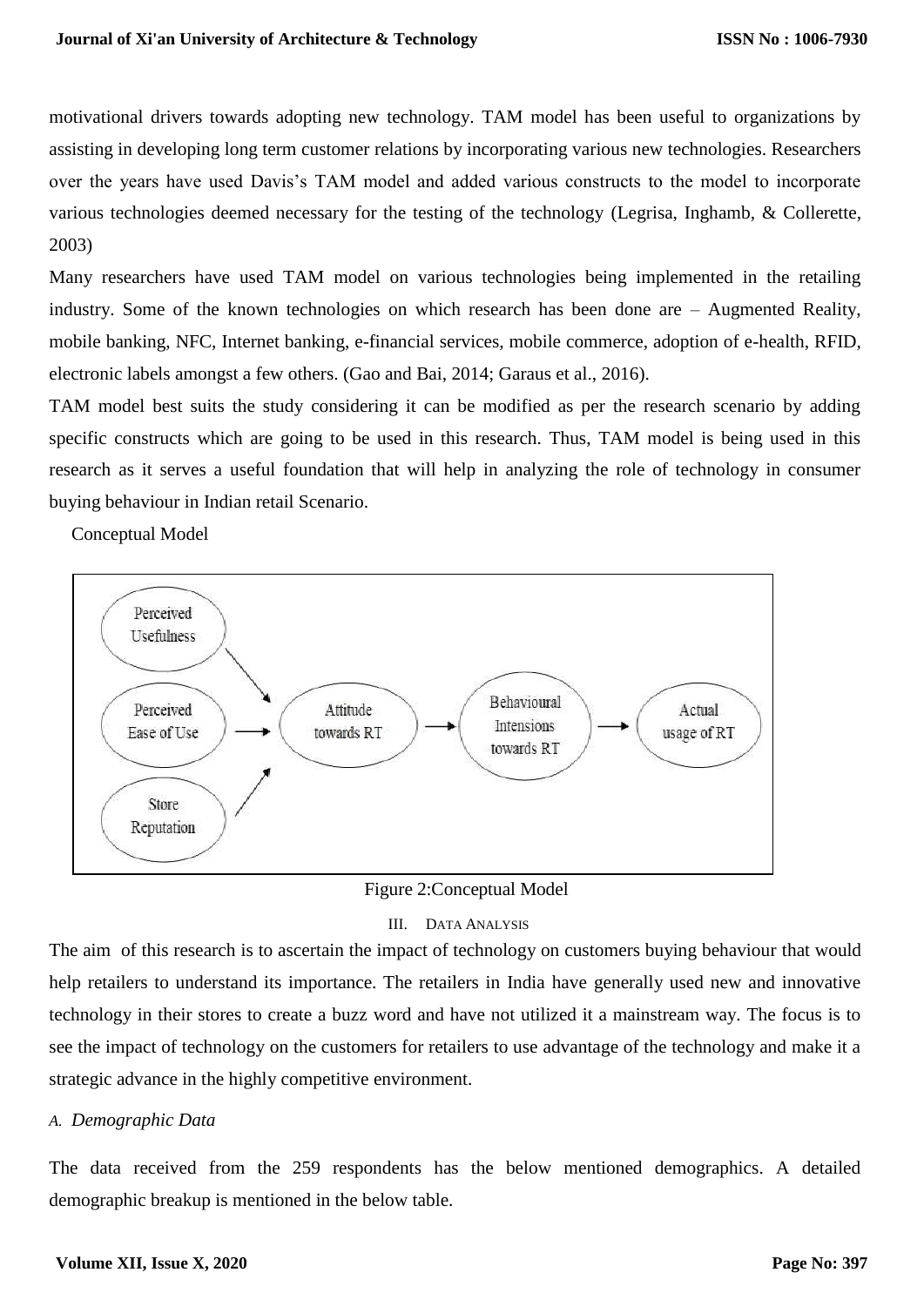motivational drivers towards adopting new technology. TAM model has been useful to organizations by assisting in developing long term customer relations by incorporating various new technologies. Researchers over the years have used Davis's TAM model and added various constructs to the model to incorporate various technologies deemed necessary for the testing of the technology (Legrisa, Inghamb, & Collerette, 2003)

Many researchers have used TAM model on various technologies being implemented in the retailing industry. Some of the known technologies on which research has been done are – Augmented Reality, mobile banking, NFC, Internet banking, e-financial services, mobile commerce, adoption of e-health, RFID, electronic labels amongst a few others. (Gao and Bai, 2014; Garaus et al., 2016).

TAM model best suits the study considering it can be modified as per the research scenario by adding specific constructs which are going to be used in this research. Thus, TAM model is being used in this research as it serves a useful foundation that will help in analyzing the role of technology in consumer buying behaviour in Indian retail Scenario.

Conceptual Model

Perceived Usefulness → Attitude towards RT

Perceived Ease of Use → Attitude towards RT

Store Reputation → Attitude towards RT

Attitude towards RT → Behavioural Intensions towards RT → Actual usage of RT

Figure 2:Conceptual Model

## III. Data Analysis

The aim of this research is to ascertain the impact of technology on customers buying behaviour that would help retailers to understand its importance. The retailers in India have generally used new and innovative technology in their stores to create a buzz word and have not utilized it a mainstream way. The focus is to see the impact of technology on the customers for retailers to use advantage of the technology and make it a strategic advance in the highly competitive environment.

### *A. Demographic Data*

The data received from the 259 respondents has the below mentioned demographics. A detailed demographic breakup is mentioned in the below table.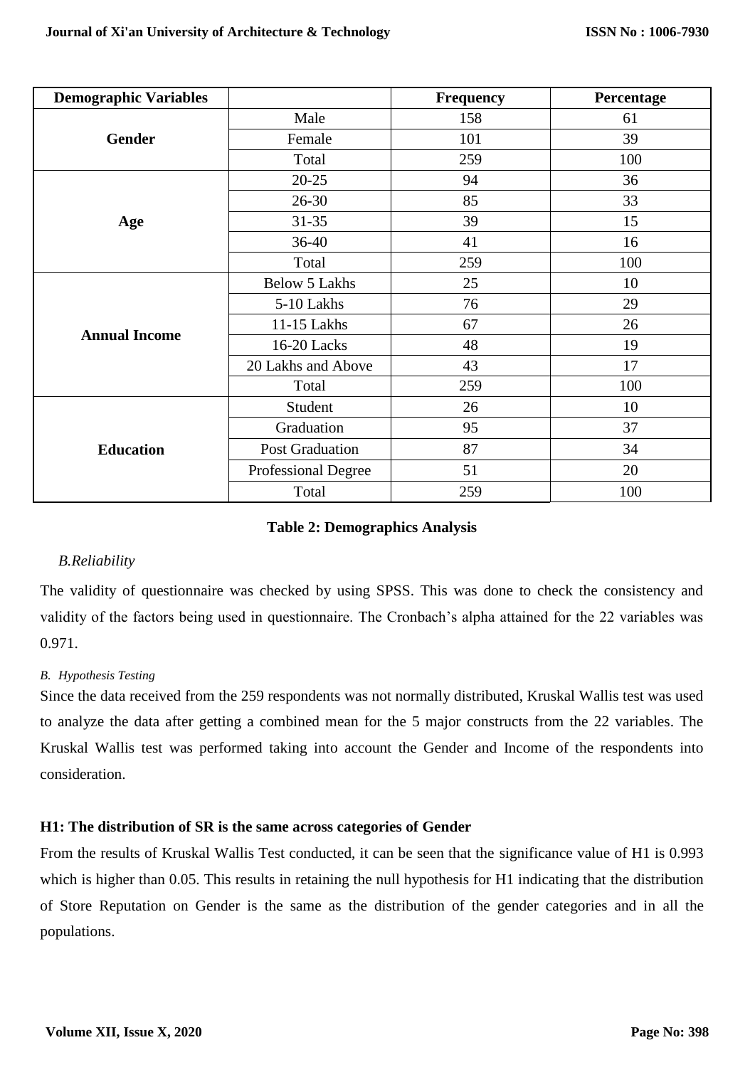| Demographic Variables | | Frequency | Percentage |
|---|---|---|---|
| **Gender** | Male | 158 | 61 |
| | Female | 101 | 39 |
| | Total | 259 | 100 |
| **Age** | 20-25 | 94 | 36 |
| | 26-30 | 85 | 33 |
| | 31-35 | 39 | 15 |
| | 36-40 | 41 | 16 |
| | Total | 259 | 100 |
| **Annual Income** | Below 5 Lakhs | 25 | 10 |
| | 5-10 Lakhs | 76 | 29 |
| | 11-15 Lakhs | 67 | 26 |
| | 16-20 Lacks | 48 | 19 |
| | 20 Lakhs and Above | 43 | 17 |
| | Total | 259 | 100 |
| **Education** | Student | 26 | 10 |
| | Graduation | 95 | 37 |
| | Post Graduation | 87 | 34 |
| | Professional Degree | 51 | 20 |
| | Total | 259 | 100 |

**Table 2: Demographics Analysis**

*B.Reliability*

The validity of questionnaire was checked by using SPSS. This was done to check the consistency and validity of the factors being used in questionnaire. The Cronbach's alpha attained for the 22 variables was 0.971.

*B. Hypothesis Testing*

Since the data received from the 259 respondents was not normally distributed, Kruskal Wallis test was used to analyze the data after getting a combined mean for the 5 major constructs from the 22 variables. The Kruskal Wallis test was performed taking into account the Gender and Income of the respondents into consideration.

**H1: The distribution of SR is the same across categories of Gender**

From the results of Kruskal Wallis Test conducted, it can be seen that the significance value of H1 is 0.993 which is higher than 0.05. This results in retaining the null hypothesis for H1 indicating that the distribution of Store Reputation on Gender is the same as the distribution of the gender categories and in all the populations.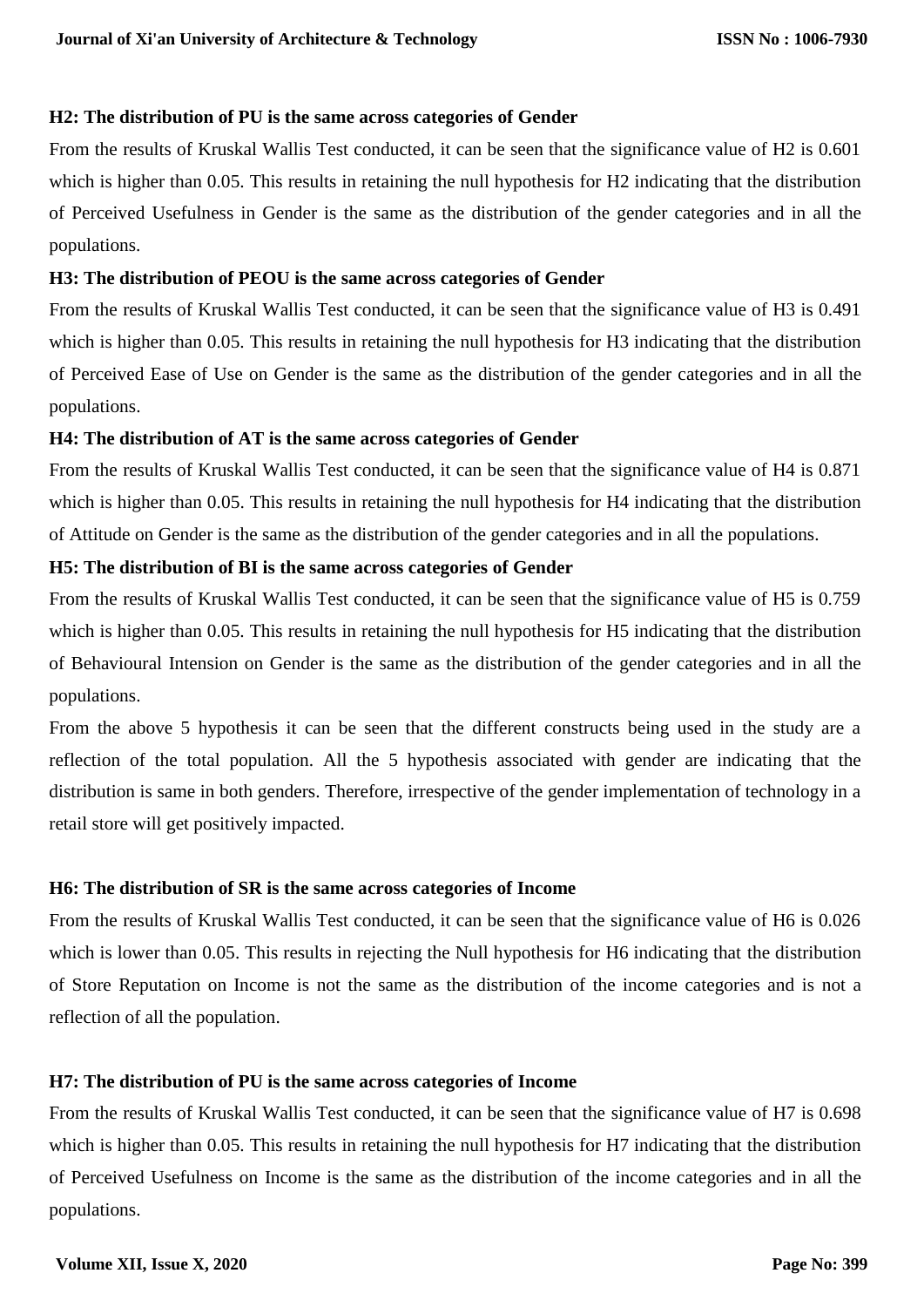**H2: The distribution of PU is the same across categories of Gender**

From the results of Kruskal Wallis Test conducted, it can be seen that the significance value of H2 is 0.601 which is higher than 0.05. This results in retaining the null hypothesis for H2 indicating that the distribution of Perceived Usefulness in Gender is the same as the distribution of the gender categories and in all the populations.

**H3: The distribution of PEOU is the same across categories of Gender**

From the results of Kruskal Wallis Test conducted, it can be seen that the significance value of H3 is 0.491 which is higher than 0.05. This results in retaining the null hypothesis for H3 indicating that the distribution of Perceived Ease of Use on Gender is the same as the distribution of the gender categories and in all the populations.

**H4: The distribution of AT is the same across categories of Gender**

From the results of Kruskal Wallis Test conducted, it can be seen that the significance value of H4 is 0.871 which is higher than 0.05. This results in retaining the null hypothesis for H4 indicating that the distribution of Attitude on Gender is the same as the distribution of the gender categories and in all the populations.

**H5: The distribution of BI is the same across categories of Gender**

From the results of Kruskal Wallis Test conducted, it can be seen that the significance value of H5 is 0.759 which is higher than 0.05. This results in retaining the null hypothesis for H5 indicating that the distribution of Behavioural Intension on Gender is the same as the distribution of the gender categories and in all the populations.

From the above 5 hypothesis it can be seen that the different constructs being used in the study are a reflection of the total population. All the 5 hypothesis associated with gender are indicating that the distribution is same in both genders. Therefore, irrespective of the gender implementation of technology in a retail store will get positively impacted.

**H6: The distribution of SR is the same across categories of Income**

From the results of Kruskal Wallis Test conducted, it can be seen that the significance value of H6 is 0.026 which is lower than 0.05. This results in rejecting the Null hypothesis for H6 indicating that the distribution of Store Reputation on Income is not the same as the distribution of the income categories and is not a reflection of all the population.

**H7: The distribution of PU is the same across categories of Income**

From the results of Kruskal Wallis Test conducted, it can be seen that the significance value of H7 is 0.698 which is higher than 0.05. This results in retaining the null hypothesis for H7 indicating that the distribution of Perceived Usefulness on Income is the same as the distribution of the income categories and in all the populations.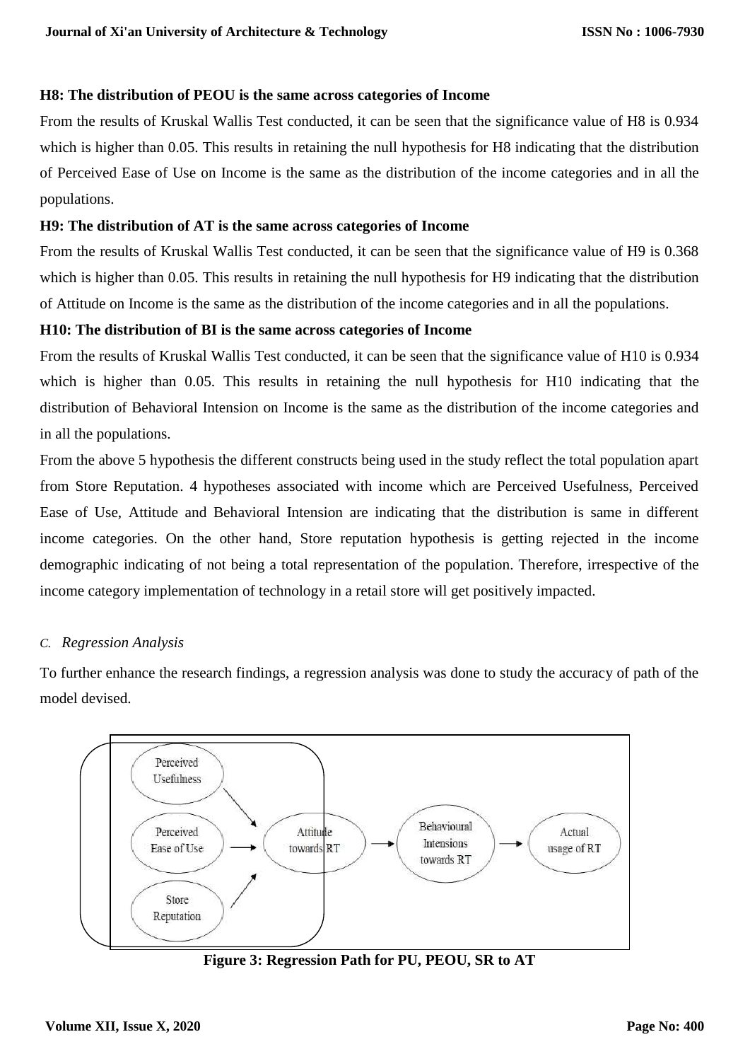**H8: The distribution of PEOU is the same across categories of Income**

From the results of Kruskal Wallis Test conducted, it can be seen that the significance value of H8 is 0.934 which is higher than 0.05. This results in retaining the null hypothesis for H8 indicating that the distribution of Perceived Ease of Use on Income is the same as the distribution of the income categories and in all the populations.

**H9: The distribution of AT is the same across categories of Income**

From the results of Kruskal Wallis Test conducted, it can be seen that the significance value of H9 is 0.368 which is higher than 0.05. This results in retaining the null hypothesis for H9 indicating that the distribution of Attitude on Income is the same as the distribution of the income categories and in all the populations.

**H10: The distribution of BI is the same across categories of Income**

From the results of Kruskal Wallis Test conducted, it can be seen that the significance value of H10 is 0.934 which is higher than 0.05. This results in retaining the null hypothesis for H10 indicating that the distribution of Behavioral Intension on Income is the same as the distribution of the income categories and in all the populations.

From the above 5 hypothesis the different constructs being used in the study reflect the total population apart from Store Reputation. 4 hypotheses associated with income which are Perceived Usefulness, Perceived Ease of Use, Attitude and Behavioral Intension are indicating that the distribution is same in different income categories. On the other hand, Store reputation hypothesis is getting rejected in the income demographic indicating of not being a total representation of the population. Therefore, irrespective of the income category implementation of technology in a retail store will get positively impacted.

*C. Regression Analysis*

To further enhance the research findings, a regression analysis was done to study the accuracy of path of the model devised.

Perceived Usefulness → Attitude towards RT
Perceived Ease of Use → Attitude towards RT
Store Reputation → Attitude towards RT
Attitude towards RT → Behavioural Intensions towards RT → Actual usage of RT

**Figure 3: Regression Path for PU, PEOU, SR to AT**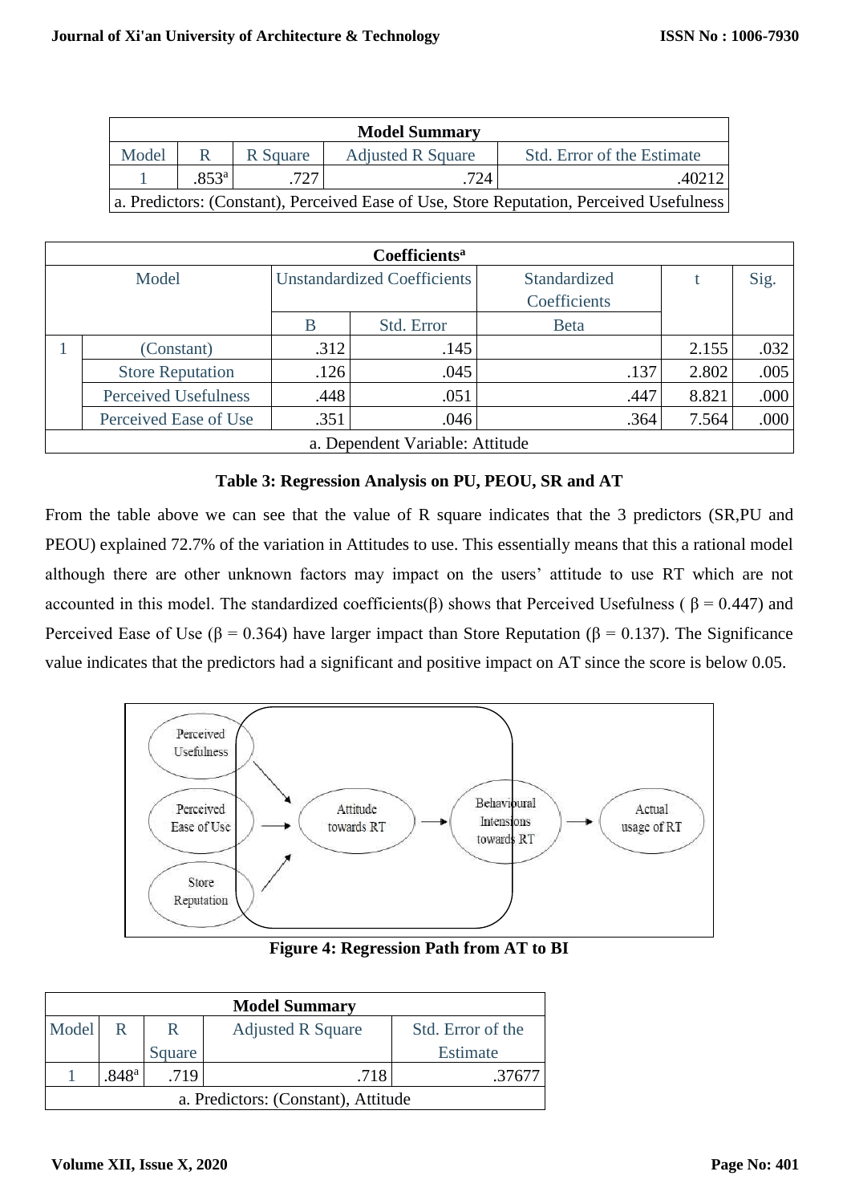| Model Summary | | | | |
|---|---|---|---|---|
| Model | R | R Square | Adjusted R Square | Std. Error of the Estimate |
| 1 | .853[a] | .727 | .724 | .40212 |
| a. Predictors: (Constant), Perceived Ease of Use, Store Reputation, Perceived Usefulness | | | | |

| Coefficients[a] | | | | | | |
|---|---|---|---|---|---|---|
| Model | | Unstandardized Coefficients | | Standardized Coefficients | t | Sig. |
| | | B | Std. Error | Beta | | |
| 1 | (Constant) | .312 | .145 | | 2.155 | .032 |
| | Store Reputation | .126 | .045 | .137 | 2.802 | .005 |
| | Perceived Usefulness | .448 | .051 | .447 | 8.821 | .000 |
| | Perceived Ease of Use | .351 | .046 | .364 | 7.564 | .000 |
| a. Dependent Variable: Attitude | | | | | | |

**Table 3: Regression Analysis on PU, PEOU, SR and AT**

From the table above we can see that the value of R square indicates that the 3 predictors (SR,PU and PEOU) explained 72.7% of the variation in Attitudes to use. This essentially means that this a rational model although there are other unknown factors may impact on the users' attitude to use RT which are not accounted in this model. The standardized coefficients(β) shows that Perceived Usefulness ( $\beta = 0.447$) and Perceived Ease of Use ($\beta = 0.364$) have larger impact than Store Reputation ($\beta = 0.137$). The Significance value indicates that the predictors had a significant and positive impact on AT since the score is below 0.05.

**Figure 4: Regression Path from AT to BI**

| Model Summary | | | | |
|---|---|---|---|---|
| Model | R | R Square | Adjusted R Square | Std. Error of the Estimate |
| 1 | .848[a] | .719 | .718 | .37677 |
| a. Predictors: (Constant), Attitude | | | | |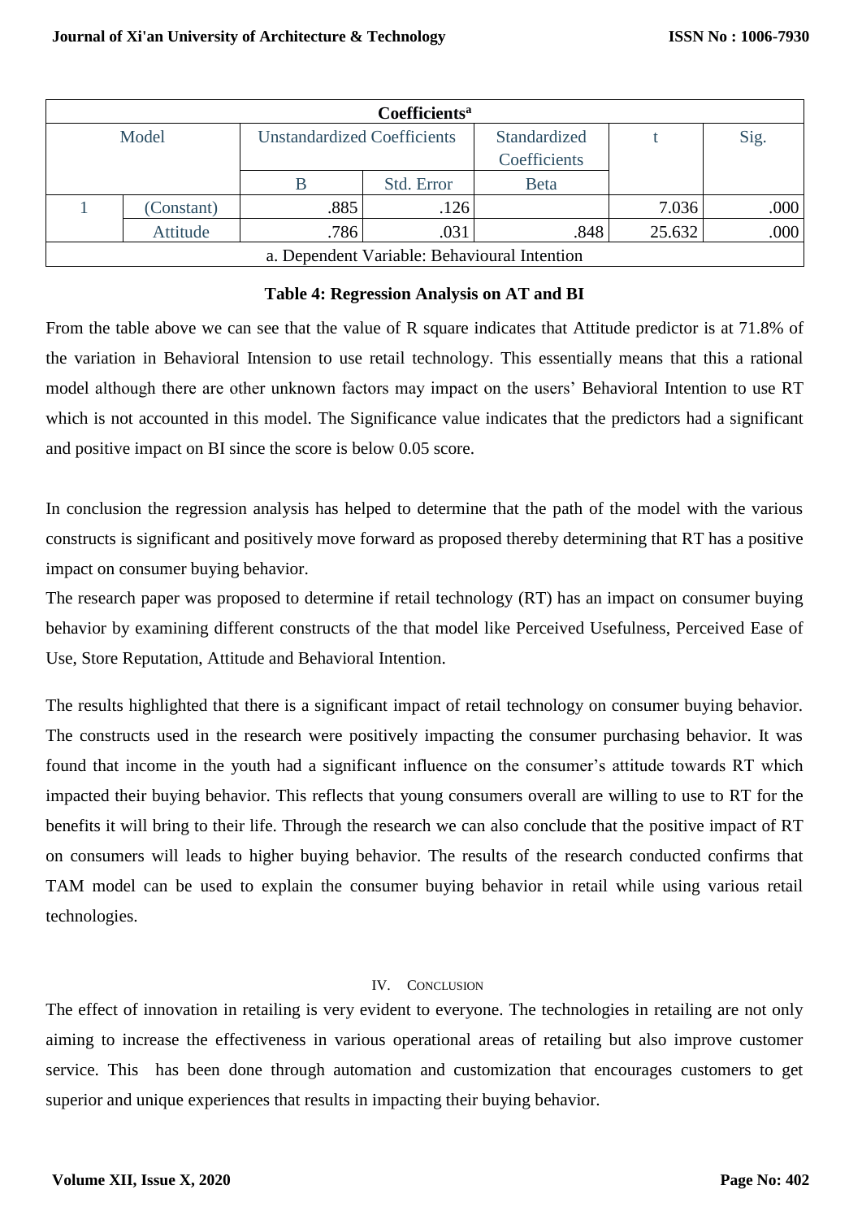| Coefficients[a] | | | | | | |
|---|---|---|---|---|---|---|
| Model | | Unstandardized Coefficients | | Standardized Coefficients | t | Sig. |
| | | B | Std. Error | Beta | | |
| 1 | (Constant) | .885 | .126 | | 7.036 | .000 |
| | Attitude | .786 | .031 | .848 | 25.632 | .000 |
| a. Dependent Variable: Behavioural Intention | | | | | | |

**Table 4: Regression Analysis on AT and BI**

From the table above we can see that the value of R square indicates that Attitude predictor is at 71.8% of the variation in Behavioral Intension to use retail technology. This essentially means that this a rational model although there are other unknown factors may impact on the users' Behavioral Intention to use RT which is not accounted in this model. The Significance value indicates that the predictors had a significant and positive impact on BI since the score is below 0.05 score.

In conclusion the regression analysis has helped to determine that the path of the model with the various constructs is significant and positively move forward as proposed thereby determining that RT has a positive impact on consumer buying behavior.

The research paper was proposed to determine if retail technology (RT) has an impact on consumer buying behavior by examining different constructs of the that model like Perceived Usefulness, Perceived Ease of Use, Store Reputation, Attitude and Behavioral Intention.

The results highlighted that there is a significant impact of retail technology on consumer buying behavior. The constructs used in the research were positively impacting the consumer purchasing behavior. It was found that income in the youth had a significant influence on the consumer's attitude towards RT which impacted their buying behavior. This reflects that young consumers overall are willing to use to RT for the benefits it will bring to their life. Through the research we can also conclude that the positive impact of RT on consumers will leads to higher buying behavior. The results of the research conducted confirms that TAM model can be used to explain the consumer buying behavior in retail while using various retail technologies.

## IV. Conclusion

The effect of innovation in retailing is very evident to everyone. The technologies in retailing are not only aiming to increase the effectiveness in various operational areas of retailing but also improve customer service. This has been done through automation and customization that encourages customers to get superior and unique experiences that results in impacting their buying behavior.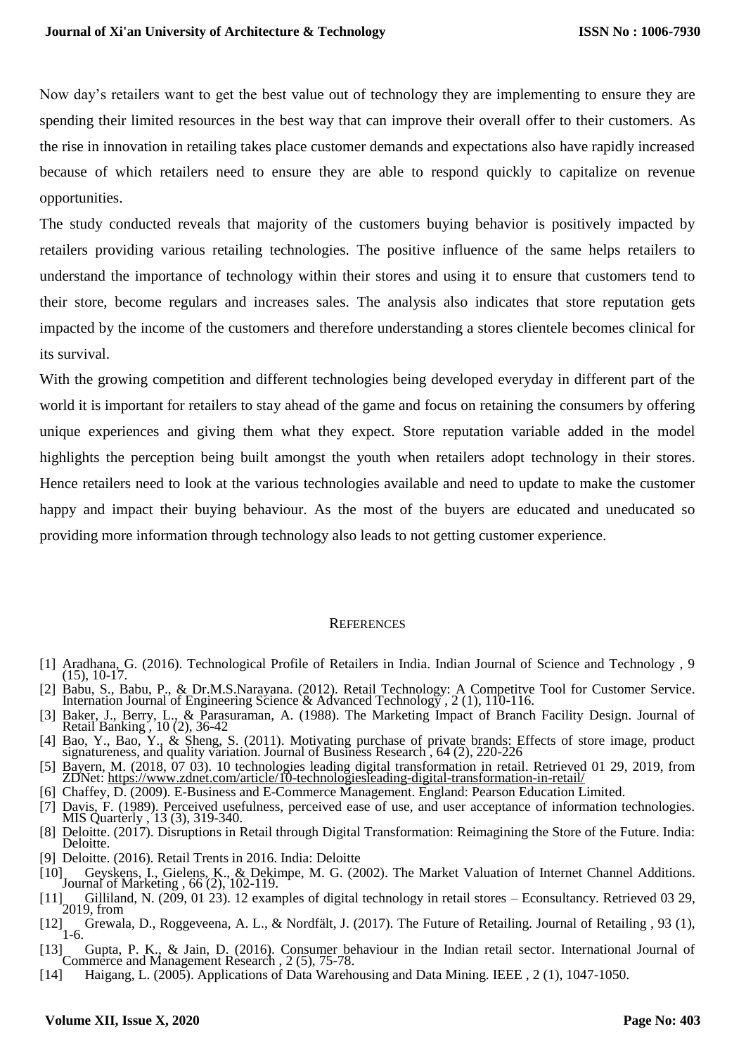Now day's retailers want to get the best value out of technology they are implementing to ensure they are spending their limited resources in the best way that can improve their overall offer to their customers. As the rise in innovation in retailing takes place customer demands and expectations also have rapidly increased because of which retailers need to ensure they are able to respond quickly to capitalize on revenue opportunities.

The study conducted reveals that majority of the customers buying behavior is positively impacted by retailers providing various retailing technologies. The positive influence of the same helps retailers to understand the importance of technology within their stores and using it to ensure that customers tend to their store, become regulars and increases sales. The analysis also indicates that store reputation gets impacted by the income of the customers and therefore understanding a stores clientele becomes clinical for its survival.

With the growing competition and different technologies being developed everyday in different part of the world it is important for retailers to stay ahead of the game and focus on retaining the consumers by offering unique experiences and giving them what they expect. Store reputation variable added in the model highlights the perception being built amongst the youth when retailers adopt technology in their stores. Hence retailers need to look at the various technologies available and need to update to make the customer happy and impact their buying behaviour. As the most of the buyers are educated and uneducated so providing more information through technology also leads to not getting customer experience.

## References

[1] Aradhana, G. (2016). Technological Profile of Retailers in India. Indian Journal of Science and Technology , 9 (15), 10-17.

[2] Babu, S., Babu, P., & Dr.M.S.Narayana. (2012). Retail Technology: A Competitve Tool for Customer Service. Internation Journal of Engineering Science & Advanced Technology , 2 (1), 110-116.

[3] Baker, J., Berry, L., & Parasuraman, A. (1988). The Marketing Impact of Branch Facility Design. Journal of Retail Banking , 10 (2), 36-42

[4] Bao, Y., Bao, Y., & Sheng, S. (2011). Motivating purchase of private brands: Effects of store image, product signatureness, and quality variation. Journal of Business Research , 64 (2), 220-226

[5] Bayern, M. (2018, 07 03). 10 technologies leading digital transformation in retail. Retrieved 01 29, 2019, from ZDNet: https://www.zdnet.com/article/10-technologiesleading-digital-transformation-in-retail/

[6] Chaffey, D. (2009). E-Business and E-Commerce Management. England: Pearson Education Limited.

[7] Davis, F. (1989). Perceived usefulness, perceived ease of use, and user acceptance of information technologies. MIS Quarterly , 13 (3), 319-340.

[8] Deloitte. (2017). Disruptions in Retail through Digital Transformation: Reimagining the Store of the Future. India: Deloitte.

[9] Deloitte. (2016). Retail Trents in 2016. India: Deloitte

[10] Geyskens, I., Gielens, K., & Dekimpe, M. G. (2002). The Market Valuation of Internet Channel Additions. Journal of Marketing , 66 (2), 102-119.

[11] Gilliland, N. (209, 01 23). 12 examples of digital technology in retail stores – Econsultancy. Retrieved 03 29, 2019, from

[12] Grewala, D., Roggeveena, A. L., & Nordfält, J. (2017). The Future of Retailing. Journal of Retailing , 93 (1), 1-6.

[13] Gupta, P. K., & Jain, D. (2016). Consumer behaviour in the Indian retail sector. International Journal of Commerce and Management Research , 2 (5), 75-78.

[14] Haigang, L. (2005). Applications of Data Warehousing and Data Mining. IEEE , 2 (1), 1047-1050.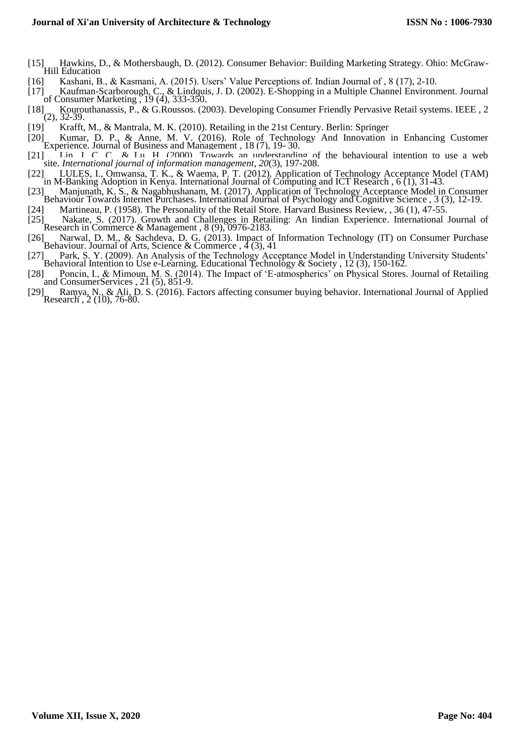[15] Hawkins, D., & Mothersbaugh, D. (2012). Consumer Behavior: Building Marketing Strategy. Ohio: McGraw-Hill Education

[16] Kashani, B., & Kasmani, A. (2015). Users' Value Perceptions of. Indian Journal of , 8 (17), 2-10.

[17] Kaufman-Scarborough, C., & Lindquis, J. D. (2002). E-Shopping in a Multiple Channel Environment. Journal of Consumer Marketing , 19 (4), 333-350.

[18] Kourouthanassis, P., & G.Roussos. (2003). Developing Consumer Friendly Pervasive Retail systems. IEEE , 2 (2), 32-39.

[19] Krafft, M., & Mantrala, M. K. (2010). Retailing in the 21st Century. Berlin: Springer

[20] Kumar, D. P., & Anne, M. V. (2016). Role of Technology And Innovation in Enhancing Customer Experience. Journal of Business and Management , 18 (7), 19- 30.

[21] Lin, J. C. C., & Lu, H. (2000). Towards an understanding of the behavioural intention to use a web site. *International journal of information management*, *20*(3), 197-208.

[22] LULES, I., Omwansa, T. K., & Waema, P. T. (2012). Application of Technology Acceptance Model (TAM) in M-Banking Adoption in Kenya. International Journal of Computing and ICT Research , 6 (1), 31-43.

[23] Manjunath, K. S., & Nagabhushanam, M. (2017). Application of Technology Acceptance Model in Consumer Behaviour Towards Internet Purchases. International Journal of Psychology and Cognitive Science , 3 (3), 12-19.

[24] Martineau, P. (1958). The Personality of the Retail Store. Harvard Business Review, , 36 (1), 47-55.

[25] Nakate, S. (2017). Growth and Challenges in Retailing: An Iindian Experience. International Journal of Research in Commerce & Management , 8 (9), 0976-2183.

[26] Narwal, D. M., & Sachdeva, D. G. (2013). Impact of Information Technology (IT) on Consumer Purchase Behaviour. Journal of Arts, Science & Commerce , 4 (3), 41

[27] Park, S. Y. (2009). An Analysis of the Technology Acceptance Model in Understanding University Students' Behavioral Intention to Use e-Learning. Educational Technology & Society , 12 (3), 150-162.

[28] Poncin, I., & Mimoun, M. S. (2014). The Impact of 'E-atmospherics' on Physical Stores. Journal of Retailing and ConsumerServices , 21 (5), 851-9.

[29] Ramya, N., & Ali, D. S. (2016). Factors affecting consumer buying behavior. International Journal of Applied Research , 2 (10), 76-80.